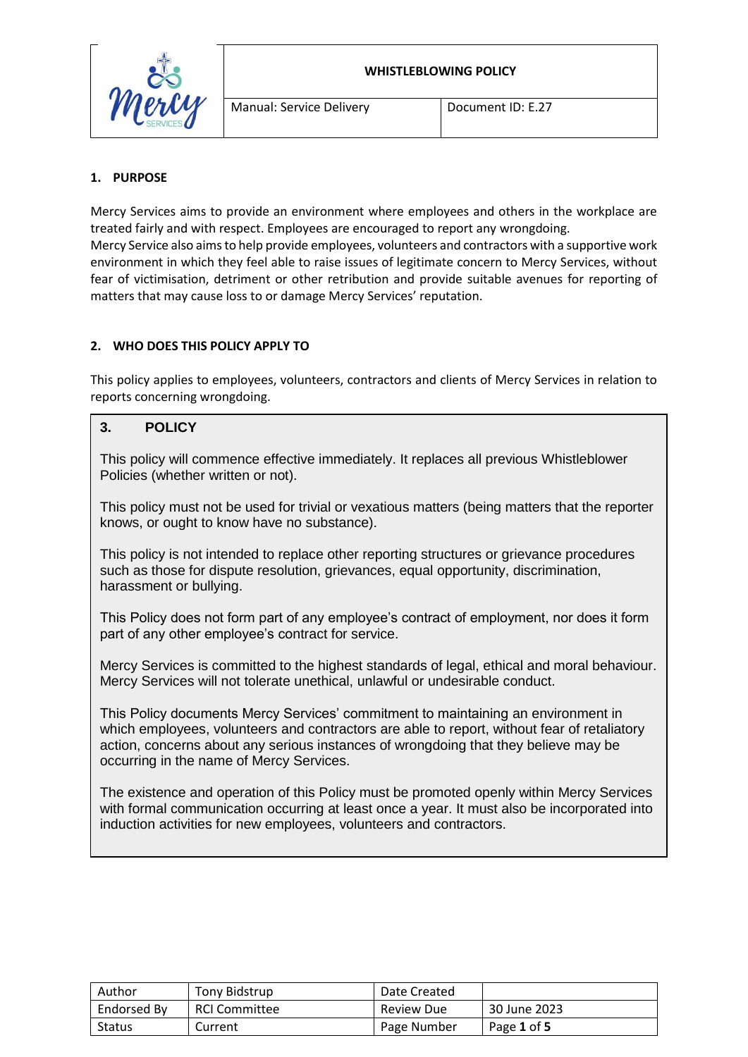| | **WHISTLEBLOWING POLICY** | |
|---|---|---|
| | Manual: Service Delivery | Document ID: E.27 |

## 1. PURPOSE

Mercy Services aims to provide an environment where employees and others in the workplace are treated fairly and with respect. Employees are encouraged to report any wrongdoing.
Mercy Service also aims to help provide employees, volunteers and contractors with a supportive work environment in which they feel able to raise issues of legitimate concern to Mercy Services, without fear of victimisation, detriment or other retribution and provide suitable avenues for reporting of matters that may cause loss to or damage Mercy Services' reputation.

## 2. WHO DOES THIS POLICY APPLY TO

This policy applies to employees, volunteers, contractors and clients of Mercy Services in relation to reports concerning wrongdoing.

## 3. POLICY

This policy will commence effective immediately. It replaces all previous Whistleblower Policies (whether written or not).

This policy must not be used for trivial or vexatious matters (being matters that the reporter knows, or ought to know have no substance).

This policy is not intended to replace other reporting structures or grievance procedures such as those for dispute resolution, grievances, equal opportunity, discrimination, harassment or bullying.

This Policy does not form part of any employee's contract of employment, nor does it form part of any other employee's contract for service.

Mercy Services is committed to the highest standards of legal, ethical and moral behaviour. Mercy Services will not tolerate unethical, unlawful or undesirable conduct.

This Policy documents Mercy Services' commitment to maintaining an environment in which employees, volunteers and contractors are able to report, without fear of retaliatory action, concerns about any serious instances of wrongdoing that they believe may be occurring in the name of Mercy Services.

The existence and operation of this Policy must be promoted openly within Mercy Services with formal communication occurring at least once a year. It must also be incorporated into induction activities for new employees, volunteers and contractors.

| Author | Tony Bidstrup | Date Created | |
|---|---|---|---|
| Endorsed By | RCI Committee | Review Due | 30 June 2023 |
| Status | Current | Page Number | Page **1** of **5** |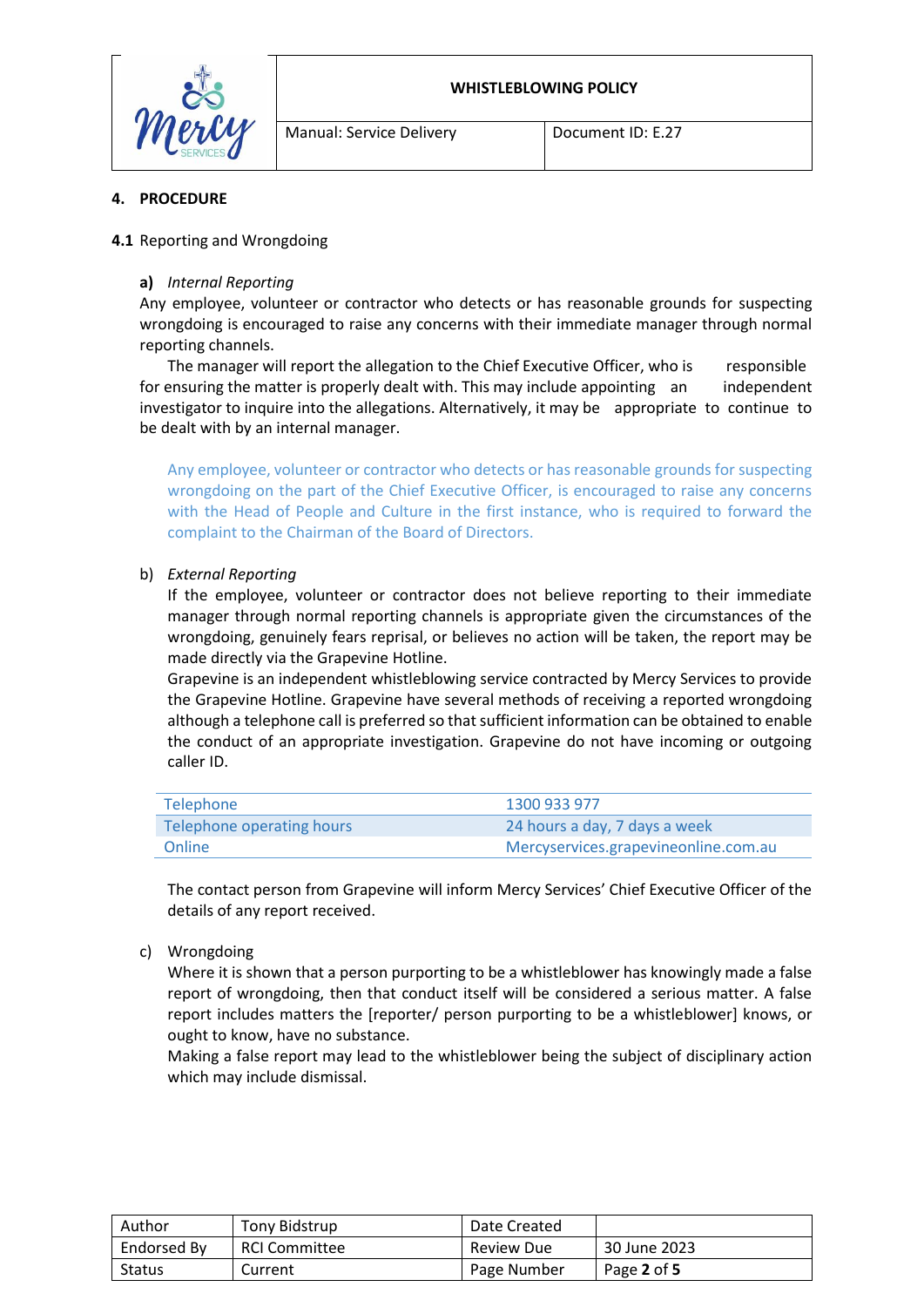## 4. PROCEDURE

**4.1** Reporting and Wrongdoing

**a)** *Internal Reporting*

Any employee, volunteer or contractor who detects or has reasonable grounds for suspecting wrongdoing is encouraged to raise any concerns with their immediate manager through normal reporting channels.

The manager will report the allegation to the Chief Executive Officer, who is responsible for ensuring the matter is properly dealt with. This may include appointing an independent investigator to inquire into the allegations. Alternatively, it may be appropriate to continue to be dealt with by an internal manager.

Any employee, volunteer or contractor who detects or has reasonable grounds for suspecting wrongdoing on the part of the Chief Executive Officer, is encouraged to raise any concerns with the Head of People and Culture in the first instance, who is required to forward the complaint to the Chairman of the Board of Directors.

b) *External Reporting*

If the employee, volunteer or contractor does not believe reporting to their immediate manager through normal reporting channels is appropriate given the circumstances of the wrongdoing, genuinely fears reprisal, or believes no action will be taken, the report may be made directly via the Grapevine Hotline.

Grapevine is an independent whistleblowing service contracted by Mercy Services to provide the Grapevine Hotline. Grapevine have several methods of receiving a reported wrongdoing although a telephone call is preferred so that sufficient information can be obtained to enable the conduct of an appropriate investigation. Grapevine do not have incoming or outgoing caller ID.

| | |
|---|---|
| Telephone | 1300 933 977 |
| Telephone operating hours | 24 hours a day, 7 days a week |
| Online | Mercyservices.grapevineonline.com.au |

The contact person from Grapevine will inform Mercy Services' Chief Executive Officer of the details of any report received.

c) Wrongdoing

Where it is shown that a person purporting to be a whistleblower has knowingly made a false report of wrongdoing, then that conduct itself will be considered a serious matter. A false report includes matters the [reporter/ person purporting to be a whistleblower] knows, or ought to know, have no substance.

Making a false report may lead to the whistleblower being the subject of disciplinary action which may include dismissal.

| Author | Tony Bidstrup | Date Created | |
|---|---|---|---|
| Endorsed By | RCI Committee | Review Due | 30 June 2023 |
| Status | Current | Page Number | Page **2** of **5** |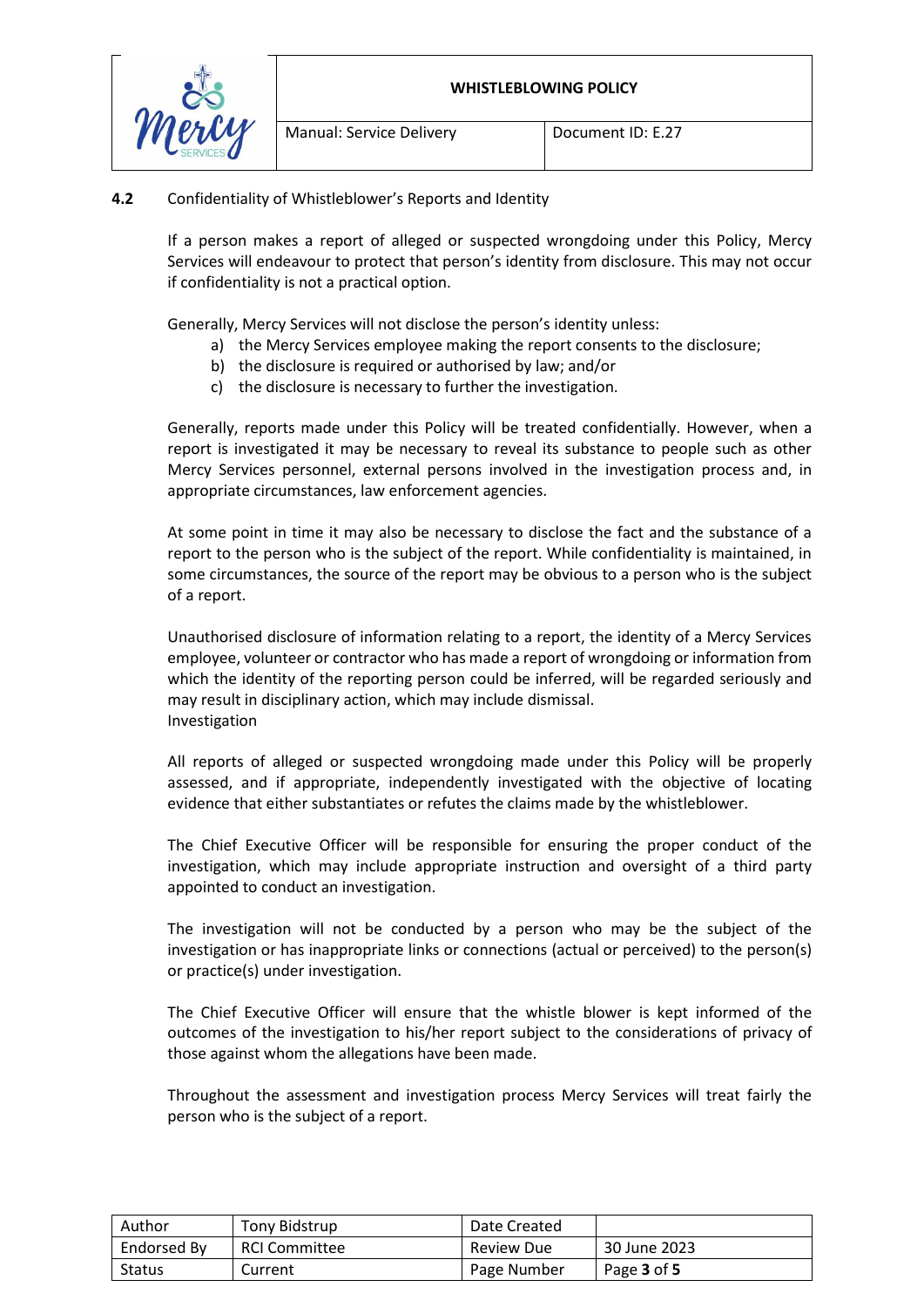**4.2** Confidentiality of Whistleblower's Reports and Identity

If a person makes a report of alleged or suspected wrongdoing under this Policy, Mercy Services will endeavour to protect that person's identity from disclosure. This may not occur if confidentiality is not a practical option.

Generally, Mercy Services will not disclose the person's identity unless:

a) the Mercy Services employee making the report consents to the disclosure;
b) the disclosure is required or authorised by law; and/or
c) the disclosure is necessary to further the investigation.

Generally, reports made under this Policy will be treated confidentially. However, when a report is investigated it may be necessary to reveal its substance to people such as other Mercy Services personnel, external persons involved in the investigation process and, in appropriate circumstances, law enforcement agencies.

At some point in time it may also be necessary to disclose the fact and the substance of a report to the person who is the subject of the report. While confidentiality is maintained, in some circumstances, the source of the report may be obvious to a person who is the subject of a report.

Unauthorised disclosure of information relating to a report, the identity of a Mercy Services employee, volunteer or contractor who has made a report of wrongdoing or information from which the identity of the reporting person could be inferred, will be regarded seriously and may result in disciplinary action, which may include dismissal.

Investigation

All reports of alleged or suspected wrongdoing made under this Policy will be properly assessed, and if appropriate, independently investigated with the objective of locating evidence that either substantiates or refutes the claims made by the whistleblower.

The Chief Executive Officer will be responsible for ensuring the proper conduct of the investigation, which may include appropriate instruction and oversight of a third party appointed to conduct an investigation.

The investigation will not be conducted by a person who may be the subject of the investigation or has inappropriate links or connections (actual or perceived) to the person(s) or practice(s) under investigation.

The Chief Executive Officer will ensure that the whistle blower is kept informed of the outcomes of the investigation to his/her report subject to the considerations of privacy of those against whom the allegations have been made.

Throughout the assessment and investigation process Mercy Services will treat fairly the person who is the subject of a report.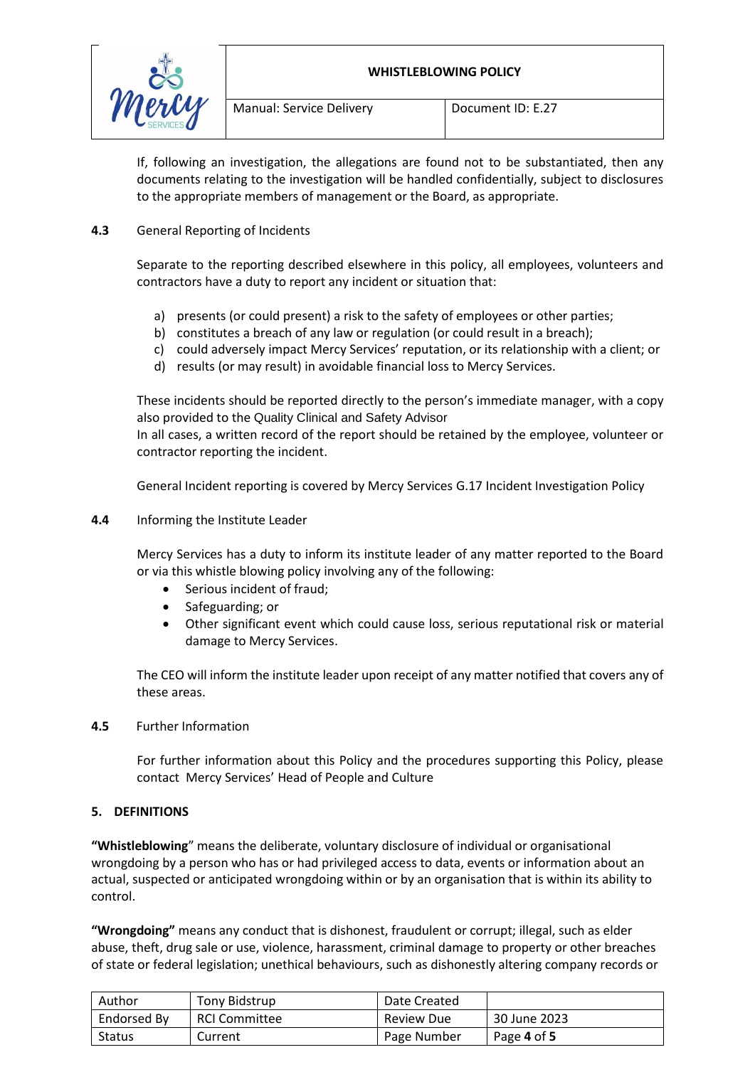If, following an investigation, the allegations are found not to be substantiated, then any documents relating to the investigation will be handled confidentially, subject to disclosures to the appropriate members of management or the Board, as appropriate.

### 4.3 General Reporting of Incidents

Separate to the reporting described elsewhere in this policy, all employees, volunteers and contractors have a duty to report any incident or situation that:

a) presents (or could present) a risk to the safety of employees or other parties;
b) constitutes a breach of any law or regulation (or could result in a breach);
c) could adversely impact Mercy Services' reputation, or its relationship with a client; or
d) results (or may result) in avoidable financial loss to Mercy Services.

These incidents should be reported directly to the person's immediate manager, with a copy also provided to the Quality Clinical and Safety Advisor
In all cases, a written record of the report should be retained by the employee, volunteer or contractor reporting the incident.

General Incident reporting is covered by Mercy Services G.17 Incident Investigation Policy

### 4.4 Informing the Institute Leader

Mercy Services has a duty to inform its institute leader of any matter reported to the Board or via this whistle blowing policy involving any of the following:

- Serious incident of fraud;
- Safeguarding; or
- Other significant event which could cause loss, serious reputational risk or material damage to Mercy Services.

The CEO will inform the institute leader upon receipt of any matter notified that covers any of these areas.

### 4.5 Further Information

For further information about this Policy and the procedures supporting this Policy, please contact Mercy Services' Head of People and Culture

## 5. DEFINITIONS

**"Whistleblowing**" means the deliberate, voluntary disclosure of individual or organisational wrongdoing by a person who has or had privileged access to data, events or information about an actual, suspected or anticipated wrongdoing within or by an organisation that is within its ability to control.

**"Wrongdoing"** means any conduct that is dishonest, fraudulent or corrupt; illegal, such as elder abuse, theft, drug sale or use, violence, harassment, criminal damage to property or other breaches of state or federal legislation; unethical behaviours, such as dishonestly altering company records or

| Author | Tony Bidstrup | Date Created | |
|---|---|---|---|
| Endorsed By | RCI Committee | Review Due | 30 June 2023 |
| Status | Current | Page Number | Page **4** of **5** |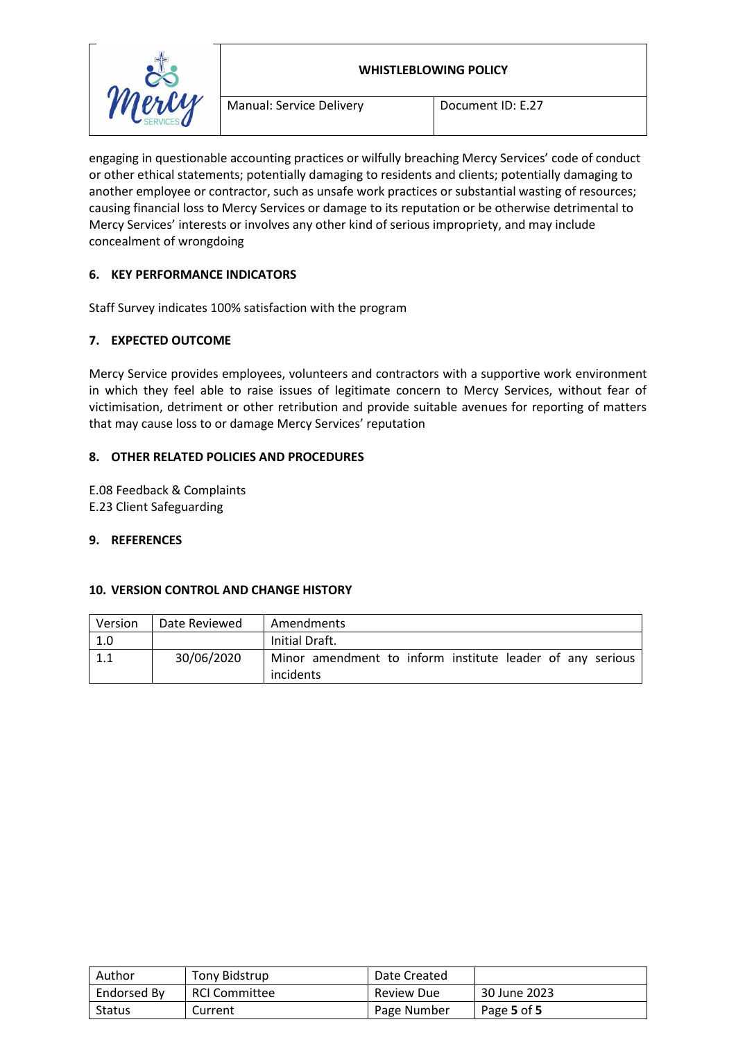engaging in questionable accounting practices or wilfully breaching Mercy Services' code of conduct or other ethical statements; potentially damaging to residents and clients; potentially damaging to another employee or contractor, such as unsafe work practices or substantial wasting of resources; causing financial loss to Mercy Services or damage to its reputation or be otherwise detrimental to Mercy Services' interests or involves any other kind of serious impropriety, and may include concealment of wrongdoing

## 6. KEY PERFORMANCE INDICATORS

Staff Survey indicates 100% satisfaction with the program

## 7. EXPECTED OUTCOME

Mercy Service provides employees, volunteers and contractors with a supportive work environment in which they feel able to raise issues of legitimate concern to Mercy Services, without fear of victimisation, detriment or other retribution and provide suitable avenues for reporting of matters that may cause loss to or damage Mercy Services' reputation

## 8. OTHER RELATED POLICIES AND PROCEDURES

E.08 Feedback & Complaints
E.23 Client Safeguarding

## 9. REFERENCES

## 10. VERSION CONTROL AND CHANGE HISTORY

| Version | Date Reviewed | Amendments |
|---|---|---|
| 1.0 | | Initial Draft. |
| 1.1 | 30/06/2020 | Minor amendment to inform institute leader of any serious incidents |

| | | | |
|---|---|---|---|
| Author | Tony Bidstrup | Date Created | |
| Endorsed By | RCI Committee | Review Due | 30 June 2023 |
| Status | Current | Page Number | Page **5** of **5** |